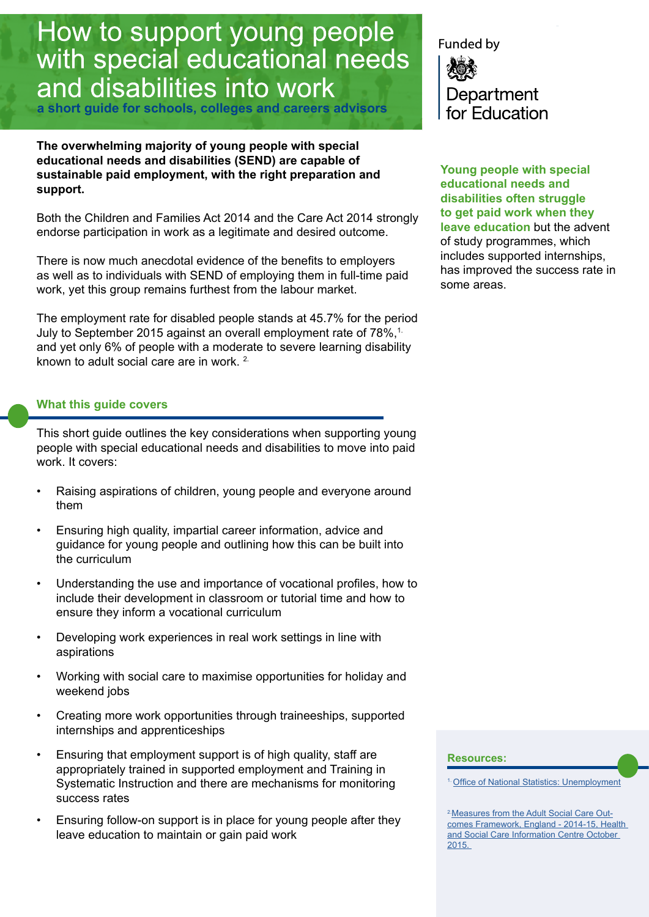# How to support young people with special educational needs and disabilities into work

**a short guide for schools, colleges and careers advisors**

Funded by

Department for Education

**The overwhelming majority of young people with special educational needs and disabilities (SEND) are capable of sustainable paid employment, with the right preparation and support.**

Both the Children and Families Act 2014 and the Care Act 2014 strongly endorse participation in work as a legitimate and desired outcome.

There is now much anecdotal evidence of the benefits to employers as well as to individuals with SEND of employing them in full-time paid work, yet this group remains furthest from the labour market.

The employment rate for disabled people stands at 45.7% for the period July to September 2015 against an overall employment rate of 78%,[1] and yet only 6% of people with a moderate to severe learning disability known to adult social care are in work.[2]

**Young people with special educational needs and disabilities often struggle to get paid work when they leave education** but the advent of study programmes, which includes supported internships, has improved the success rate in some areas.

## What this guide covers

This short guide outlines the key considerations when supporting young people with special educational needs and disabilities to move into paid work. It covers:

- Raising aspirations of children, young people and everyone around them
- Ensuring high quality, impartial career information, advice and guidance for young people and outlining how this can be built into the curriculum
- Understanding the use and importance of vocational profiles, how to include their development in classroom or tutorial time and how to ensure they inform a vocational curriculum
- Developing work experiences in real work settings in line with aspirations
- Working with social care to maximise opportunities for holiday and weekend jobs
- Creating more work opportunities through traineeships, supported internships and apprenticeships
- Ensuring that employment support is of high quality, staff are appropriately trained in supported employment and Training in Systematic Instruction and there are mechanisms for monitoring success rates
- Ensuring follow-on support is in place for young people after they leave education to maintain or gain paid work

## Resources:

[1] Office of National Statistics: Unemployment

[2] Measures from the Adult Social Care Outcomes Framework, England - 2014-15, Health and Social Care Information Centre October 2015.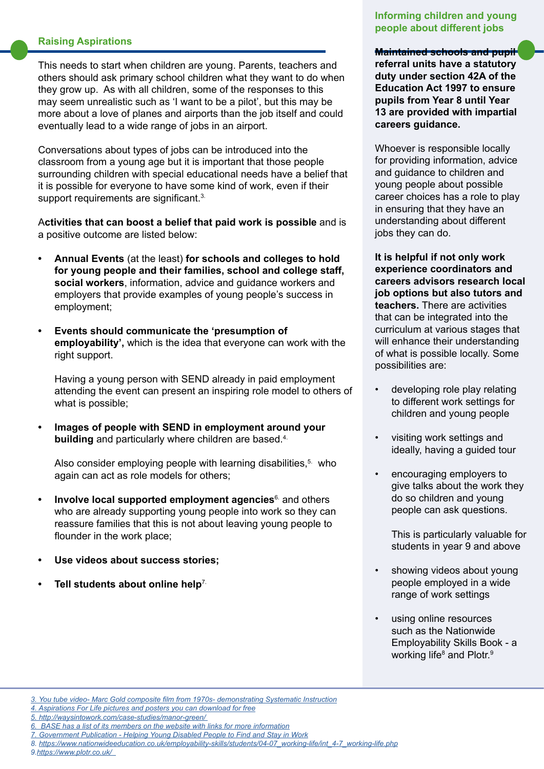## Raising Aspirations

This needs to start when children are young. Parents, teachers and others should ask primary school children what they want to do when they grow up. As with all children, some of the responses to this may seem unrealistic such as 'I want to be a pilot', but this may be more about a love of planes and airports than the job itself and could eventually lead to a wide range of jobs in an airport.

Conversations about types of jobs can be introduced into the classroom from a young age but it is important that those people surrounding children with special educational needs have a belief that it is possible for everyone to have some kind of work, even if their support requirements are significant.[3]

A**ctivities that can boost a belief that paid work is possible** and is a positive outcome are listed below:

- **Annual Events** (at the least) **for schools and colleges to hold for young people and their families, school and college staff, social workers**, information, advice and guidance workers and employers that provide examples of young people's success in employment;

- **Events should communicate the 'presumption of employability',** which is the idea that everyone can work with the right support.

  Having a young person with SEND already in paid employment attending the event can present an inspiring role model to others of what is possible;

- **Images of people with SEND in employment around your building** and particularly where children are based.[4]

  Also consider employing people with learning disabilities,[5] who again can act as role models for others;

- **Involve local supported employment agencies**[6] and others who are already supporting young people into work so they can reassure families that this is not about leaving young people to flounder in the work place;

- **Use videos about success stories;**

- **Tell students about online help**[7]

## Informing children and young people about different jobs

**Maintained schools and pupil referral units have a statutory duty under section 42A of the Education Act 1997 to ensure pupils from Year 8 until Year 13 are provided with impartial careers guidance.**

Whoever is responsible locally for providing information, advice and guidance to children and young people about possible career choices has a role to play in ensuring that they have an understanding about different jobs they can do.

**It is helpful if not only work experience coordinators and careers advisors research local job options but also tutors and teachers.** There are activities that can be integrated into the curriculum at various stages that will enhance their understanding of what is possible locally. Some possibilities are:

- developing role play relating to different work settings for children and young people

- visiting work settings and ideally, having a guided tour

- encouraging employers to give talks about the work they do so children and young people can ask questions.

  This is particularly valuable for students in year 9 and above

- showing videos about young people employed in a wide range of work settings

- using online resources such as the Nationwide Employability Skills Book - a working life[8] and Plotr.[9]

---

3. You tube video- Marc Gold composite film from 1970s- demonstrating Systematic Instruction
4. Aspirations For Life pictures and posters you can download for free
5. http://waysintowork.com/case-studies/manor-green/
6. BASE has a list of its members on the website with links for more information
7. Government Publication - Helping Young Disabled People to Find and Stay in Work
8. https://www.nationwideeducation.co.uk/employability-skills/students/04-07_working-life/int_4-7_working-life.php
9. https://www.plotr.co.uk/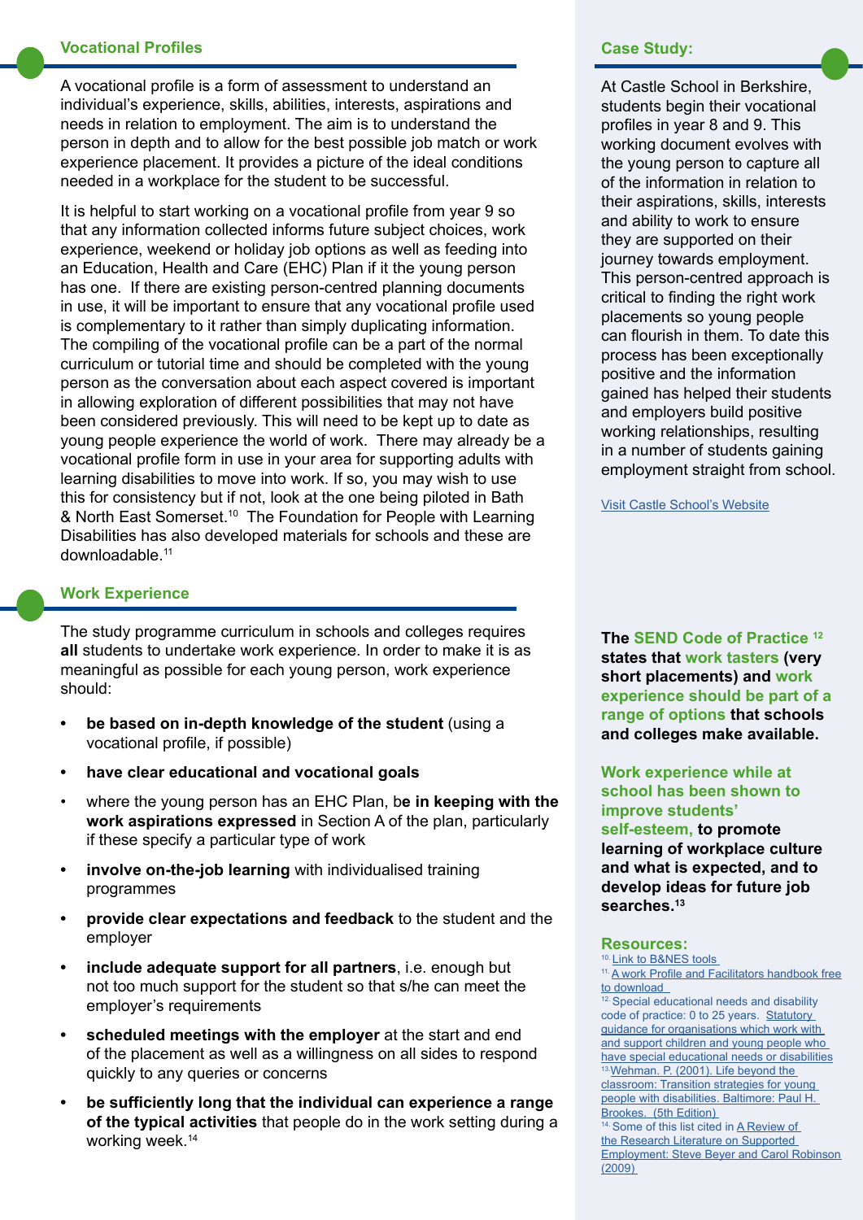## Vocational Profiles

A vocational profile is a form of assessment to understand an individual's experience, skills, abilities, interests, aspirations and needs in relation to employment. The aim is to understand the person in depth and to allow for the best possible job match or work experience placement. It provides a picture of the ideal conditions needed in a workplace for the student to be successful.

It is helpful to start working on a vocational profile from year 9 so that any information collected informs future subject choices, work experience, weekend or holiday job options as well as feeding into an Education, Health and Care (EHC) Plan if it the young person has one. If there are existing person-centred planning documents in use, it will be important to ensure that any vocational profile used is complementary to it rather than simply duplicating information. The compiling of the vocational profile can be a part of the normal curriculum or tutorial time and should be completed with the young person as the conversation about each aspect covered is important in allowing exploration of different possibilities that may not have been considered previously. This will need to be kept up to date as young people experience the world of work. There may already be a vocational profile form in use in your area for supporting adults with learning disabilities to move into work. If so, you may wish to use this for consistency but if not, look at the one being piloted in Bath & North East Somerset.[10] The Foundation for People with Learning Disabilities has also developed materials for schools and these are downloadable.[11]

## Work Experience

The study programme curriculum in schools and colleges requires **all** students to undertake work experience. In order to make it is as meaningful as possible for each young person, work experience should:

- **be based on in-depth knowledge of the student** (using a vocational profile, if possible)
- **have clear educational and vocational goals**
- where the young person has an EHC Plan, b**e in keeping with the work aspirations expressed** in Section A of the plan, particularly if these specify a particular type of work
- **involve on-the-job learning** with individualised training programmes
- **provide clear expectations and feedback** to the student and the employer
- **include adequate support for all partners**, i.e. enough but not too much support for the student so that s/he can meet the employer's requirements
- **scheduled meetings with the employer** at the start and end of the placement as well as a willingness on all sides to respond quickly to any queries or concerns
- **be sufficiently long that the individual can experience a range of the typical activities** that people do in the work setting during a working week.[14]

## Case Study:

At Castle School in Berkshire, students begin their vocational profiles in year 8 and 9. This working document evolves with the young person to capture all of the information in relation to their aspirations, skills, interests and ability to work to ensure they are supported on their journey towards employment. This person-centred approach is critical to finding the right work placements so young people can flourish in them. To date this process has been exceptionally positive and the information gained has helped their students and employers build positive working relationships, resulting in a number of students gaining employment straight from school.

Visit Castle School's Website

**The SEND Code of Practice [12] states that work tasters (very short placements) and work experience should be part of a range of options that schools and colleges make available.**

**Work experience while at school has been shown to improve students' self-esteem, to promote learning of workplace culture and what is expected, and to develop ideas for future job searches.[13]**

### Resources:

10. Link to B&NES tools
11. A work Profile and Facilitators handbook free to download
12. Special educational needs and disability code of practice: 0 to 25 years. Statutory guidance for organisations which work with and support children and young people who have special educational needs or disabilities
13. Wehman. P. (2001). Life beyond the classroom: Transition strategies for young people with disabilities. Baltimore: Paul H. Brookes. (5th Edition)
14. Some of this list cited in A Review of the Research Literature on Supported Employment: Steve Beyer and Carol Robinson (2009)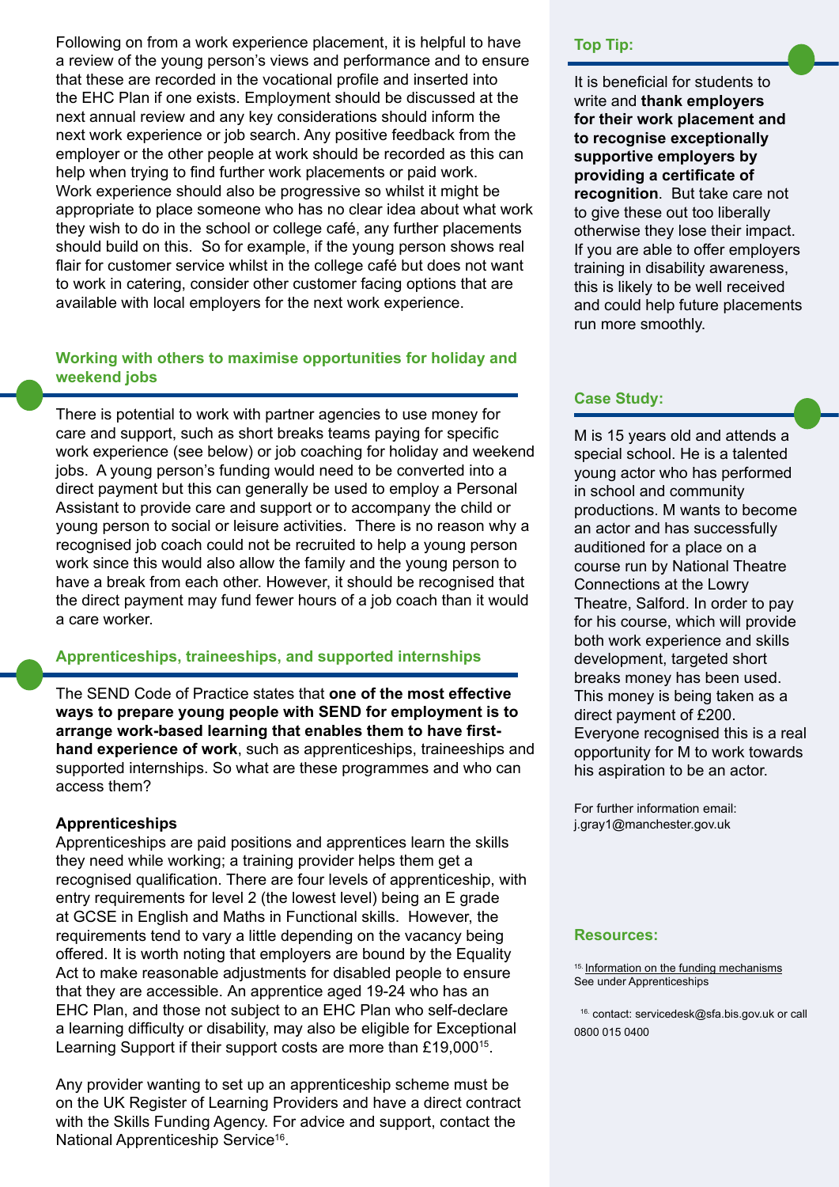Following on from a work experience placement, it is helpful to have a review of the young person's views and performance and to ensure that these are recorded in the vocational profile and inserted into the EHC Plan if one exists. Employment should be discussed at the next annual review and any key considerations should inform the next work experience or job search. Any positive feedback from the employer or the other people at work should be recorded as this can help when trying to find further work placements or paid work. Work experience should also be progressive so whilst it might be appropriate to place someone who has no clear idea about what work they wish to do in the school or college café, any further placements should build on this. So for example, if the young person shows real flair for customer service whilst in the college café but does not want to work in catering, consider other customer facing options that are available with local employers for the next work experience.

## Working with others to maximise opportunities for holiday and weekend jobs

There is potential to work with partner agencies to use money for care and support, such as short breaks teams paying for specific work experience (see below) or job coaching for holiday and weekend jobs. A young person's funding would need to be converted into a direct payment but this can generally be used to employ a Personal Assistant to provide care and support or to accompany the child or young person to social or leisure activities. There is no reason why a recognised job coach could not be recruited to help a young person work since this would also allow the family and the young person to have a break from each other. However, it should be recognised that the direct payment may fund fewer hours of a job coach than it would a care worker.

## Apprenticeships, traineeships, and supported internships

The SEND Code of Practice states that **one of the most effective ways to prepare young people with SEND for employment is to arrange work-based learning that enables them to have first-hand experience of work**, such as apprenticeships, traineeships and supported internships. So what are these programmes and who can access them?

### Apprenticeships

Apprenticeships are paid positions and apprentices learn the skills they need while working; a training provider helps them get a recognised qualification. There are four levels of apprenticeship, with entry requirements for level 2 (the lowest level) being an E grade at GCSE in English and Maths in Functional skills. However, the requirements tend to vary a little depending on the vacancy being offered. It is worth noting that employers are bound by the Equality Act to make reasonable adjustments for disabled people to ensure that they are accessible. An apprentice aged 19-24 who has an EHC Plan, and those not subject to an EHC Plan who self-declare a learning difficulty or disability, may also be eligible for Exceptional Learning Support if their support costs are more than £19,000[15].

Any provider wanting to set up an apprenticeship scheme must be on the UK Register of Learning Providers and have a direct contract with the Skills Funding Agency. For advice and support, contact the National Apprenticeship Service[16].

## Top Tip:

It is beneficial for students to write and **thank employers for their work placement and to recognise exceptionally supportive employers by providing a certificate of recognition**. But take care not to give these out too liberally otherwise they lose their impact. If you are able to offer employers training in disability awareness, this is likely to be well received and could help future placements run more smoothly.

## Case Study:

M is 15 years old and attends a special school. He is a talented young actor who has performed in school and community productions. M wants to become an actor and has successfully auditioned for a place on a course run by National Theatre Connections at the Lowry Theatre, Salford. In order to pay for his course, which will provide both work experience and skills development, targeted short breaks money has been used. This money is being taken as a direct payment of £200. Everyone recognised this is a real opportunity for M to work towards his aspiration to be an actor.

For further information email: j.gray1@manchester.gov.uk

## Resources:

[15] Information on the funding mechanisms
See under Apprenticeships

[16] contact: servicedesk@sfa.bis.gov.uk or call 0800 015 0400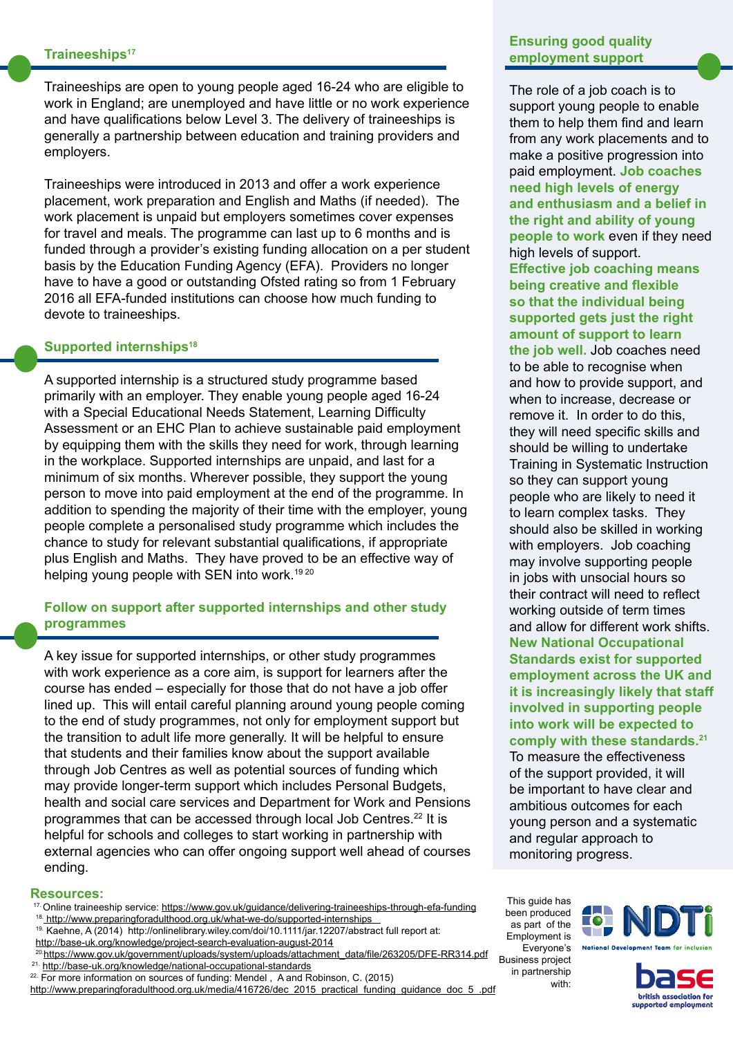## Traineeships[17]

Traineeships are open to young people aged 16-24 who are eligible to work in England; are unemployed and have little or no work experience and have qualifications below Level 3. The delivery of traineeships is generally a partnership between education and training providers and employers.

Traineeships were introduced in 2013 and offer a work experience placement, work preparation and English and Maths (if needed). The work placement is unpaid but employers sometimes cover expenses for travel and meals. The programme can last up to 6 months and is funded through a provider's existing funding allocation on a per student basis by the Education Funding Agency (EFA). Providers no longer have to have a good or outstanding Ofsted rating so from 1 February 2016 all EFA-funded institutions can choose how much funding to devote to traineeships.

## Supported internships[18]

A supported internship is a structured study programme based primarily with an employer. They enable young people aged 16-24 with a Special Educational Needs Statement, Learning Difficulty Assessment or an EHC Plan to achieve sustainable paid employment by equipping them with the skills they need for work, through learning in the workplace. Supported internships are unpaid, and last for a minimum of six months. Wherever possible, they support the young person to move into paid employment at the end of the programme. In addition to spending the majority of their time with the employer, young people complete a personalised study programme which includes the chance to study for relevant substantial qualifications, if appropriate plus English and Maths. They have proved to be an effective way of helping young people with SEN into work.[19 20]

## Follow on support after supported internships and other study programmes

A key issue for supported internships, or other study programmes with work experience as a core aim, is support for learners after the course has ended – especially for those that do not have a job offer lined up. This will entail careful planning around young people coming to the end of study programmes, not only for employment support but the transition to adult life more generally. It will be helpful to ensure that students and their families know about the support available through Job Centres as well as potential sources of funding which may provide longer-term support which includes Personal Budgets, health and social care services and Department for Work and Pensions programmes that can be accessed through local Job Centres.[22] It is helpful for schools and colleges to start working in partnership with external agencies who can offer ongoing support well ahead of courses ending.

## Ensuring good quality employment support

The role of a job coach is to support young people to enable them to help them find and learn from any work placements and to make a positive progression into paid employment. **Job coaches need high levels of energy and enthusiasm and a belief in the right and ability of young people to work** even if they need high levels of support. **Effective job coaching means being creative and flexible so that the individual being supported gets just the right amount of support to learn the job well.** Job coaches need to be able to recognise when and how to provide support, and when to increase, decrease or remove it. In order to do this, they will need specific skills and should be willing to undertake Training in Systematic Instruction so they can support young people who are likely to need it to learn complex tasks. They should also be skilled in working with employers. Job coaching may involve supporting people in jobs with unsocial hours so their contract will need to reflect working outside of term times and allow for different work shifts. **New National Occupational Standards exist for supported employment across the UK and it is increasingly likely that staff involved in supporting people into work will be expected to comply with these standards.**[21] To measure the effectiveness of the support provided, it will be important to have clear and ambitious outcomes for each young person and a systematic and regular approach to monitoring progress.

## Resources:

17. Online traineeship service: https://www.gov.uk/guidance/delivering-traineeships-through-efa-funding
18. http://www.preparingforadulthood.org.uk/what-we-do/supported-internships
19. Kaehne, A (2014) http://onlinelibrary.wiley.com/doi/10.1111/jar.12207/abstract full report at: http://base-uk.org/knowledge/project-search-evaluation-august-2014
20. https://www.gov.uk/government/uploads/system/uploads/attachment_data/file/263205/DFE-RR314.pdf
21. http://base-uk.org/knowledge/national-occupational-standards
22. For more information on sources of funding: Mendel , A and Robinson, C. (2015) http://www.preparingforadulthood.org.uk/media/416726/dec_2015_practical_funding_guidance_doc_5_.pdf

This guide has been produced as part of the Employment is Everyone's Business project in partnership with:

NDTi – National Development Team for inclusion

base – british association for supported employment